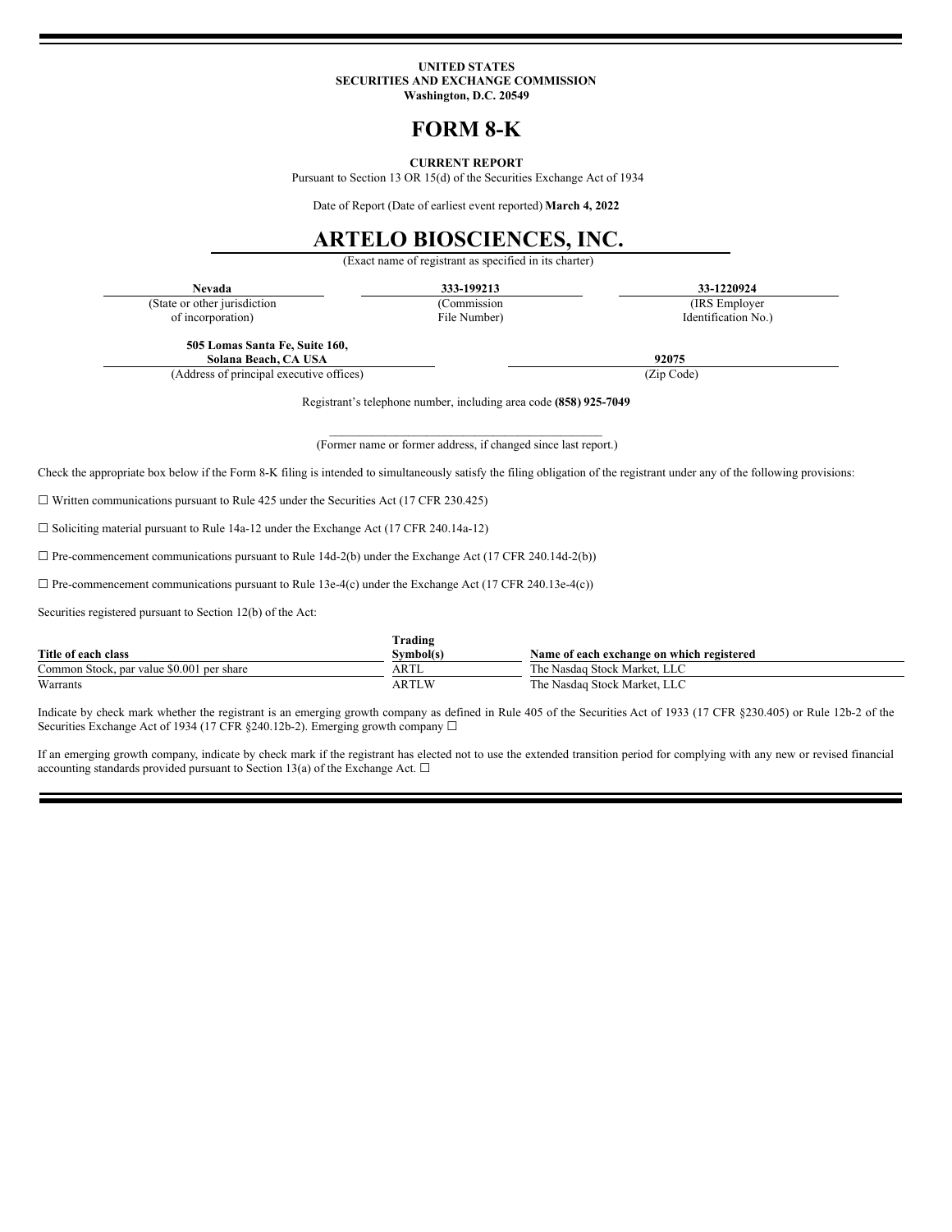**UNITED STATES**
**SECURITIES AND EXCHANGE COMMISSION**
**Washington, D.C. 20549**

# FORM 8-K

**CURRENT REPORT**

Pursuant to Section 13 OR 15(d) of the Securities Exchange Act of 1934

Date of Report (Date of earliest event reported) **March 4, 2022**

# ARTELO BIOSCIENCES, INC.

(Exact name of registrant as specified in its charter)

| **Nevada** | **333-199213** | **33-1220924** |
|---|---|---|
| (State or other jurisdiction of incorporation) | (Commission File Number) | (IRS Employer Identification No.) |

| **505 Lomas Santa Fe, Suite 160, Solana Beach, CA USA** | **92075** |
|---|---|
| (Address of principal executive offices) | (Zip Code) |

Registrant's telephone number, including area code **(858) 925-7049**

\_\_\_\_\_\_\_\_\_\_\_\_\_\_\_\_\_\_\_\_\_\_\_\_\_\_\_\_\_\_\_\_\_\_\_\_\_\_\_\_\_\_\_\_

(Former name or former address, if changed since last report.)

Check the appropriate box below if the Form 8-K filing is intended to simultaneously satisfy the filing obligation of the registrant under any of the following provisions:

☐ Written communications pursuant to Rule 425 under the Securities Act (17 CFR 230.425)

☐ Soliciting material pursuant to Rule 14a-12 under the Exchange Act (17 CFR 240.14a-12)

☐ Pre-commencement communications pursuant to Rule 14d-2(b) under the Exchange Act (17 CFR 240.14d-2(b))

☐ Pre-commencement communications pursuant to Rule 13e-4(c) under the Exchange Act (17 CFR 240.13e-4(c))

Securities registered pursuant to Section 12(b) of the Act:

| **Title of each class** | **Trading Symbol(s)** | **Name of each exchange on which registered** |
|---|---|---|
| Common Stock, par value $0.001 per share | ARTL | The Nasdaq Stock Market, LLC |
| Warrants | ARTLW | The Nasdaq Stock Market, LLC |

Indicate by check mark whether the registrant is an emerging growth company as defined in Rule 405 of the Securities Act of 1933 (17 CFR §230.405) or Rule 12b-2 of the Securities Exchange Act of 1934 (17 CFR §240.12b-2). Emerging growth company ☐

If an emerging growth company, indicate by check mark if the registrant has elected not to use the extended transition period for complying with any new or revised financial accounting standards provided pursuant to Section 13(a) of the Exchange Act. ☐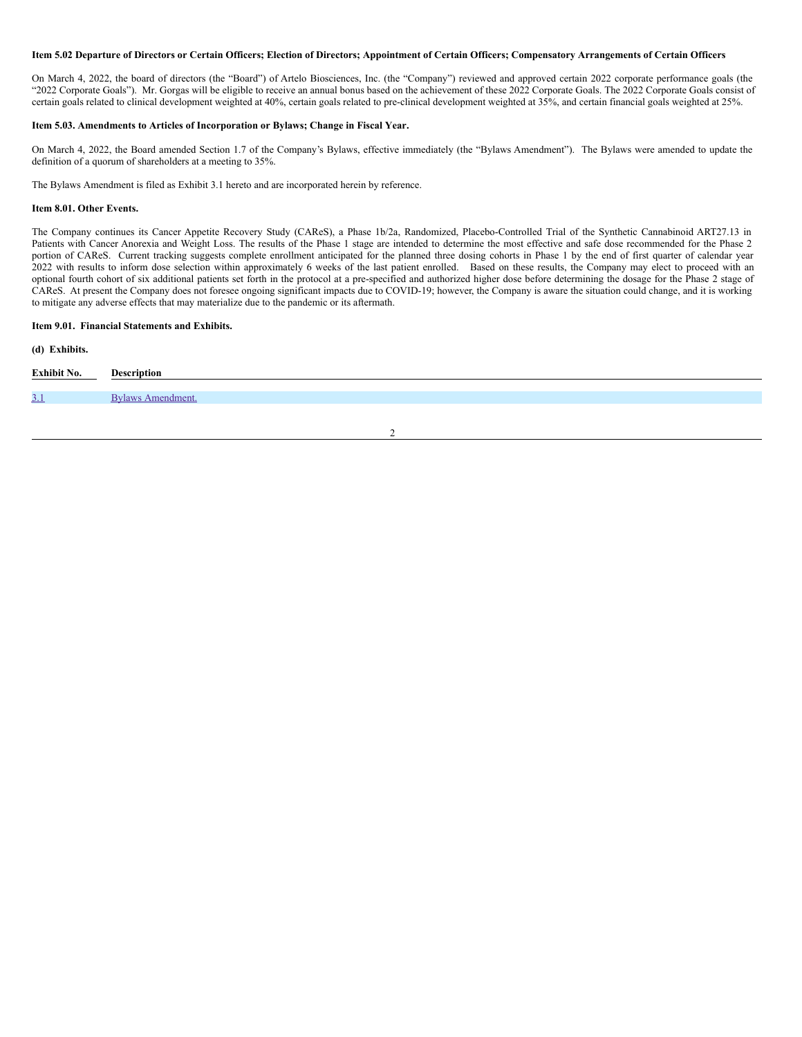**Item 5.02 Departure of Directors or Certain Officers; Election of Directors; Appointment of Certain Officers; Compensatory Arrangements of Certain Officers**

On March 4, 2022, the board of directors (the "Board") of Artelo Biosciences, Inc. (the "Company") reviewed and approved certain 2022 corporate performance goals (the "2022 Corporate Goals"). Mr. Gorgas will be eligible to receive an annual bonus based on the achievement of these 2022 Corporate Goals. The 2022 Corporate Goals consist of certain goals related to clinical development weighted at 40%, certain goals related to pre-clinical development weighted at 35%, and certain financial goals weighted at 25%.

**Item 5.03. Amendments to Articles of Incorporation or Bylaws; Change in Fiscal Year.**

On March 4, 2022, the Board amended Section 1.7 of the Company's Bylaws, effective immediately (the "Bylaws Amendment"). The Bylaws were amended to update the definition of a quorum of shareholders at a meeting to 35%.

The Bylaws Amendment is filed as Exhibit 3.1 hereto and are incorporated herein by reference.

**Item 8.01. Other Events.**

The Company continues its Cancer Appetite Recovery Study (CAReS), a Phase 1b/2a, Randomized, Placebo-Controlled Trial of the Synthetic Cannabinoid ART27.13 in Patients with Cancer Anorexia and Weight Loss. The results of the Phase 1 stage are intended to determine the most effective and safe dose recommended for the Phase 2 portion of CAReS. Current tracking suggests complete enrollment anticipated for the planned three dosing cohorts in Phase 1 by the end of first quarter of calendar year 2022 with results to inform dose selection within approximately 6 weeks of the last patient enrolled. Based on these results, the Company may elect to proceed with an optional fourth cohort of six additional patients set forth in the protocol at a pre-specified and authorized higher dose before determining the dosage for the Phase 2 stage of CAReS. At present the Company does not foresee ongoing significant impacts due to COVID-19; however, the Company is aware the situation could change, and it is working to mitigate any adverse effects that may materialize due to the pandemic or its aftermath.

**Item 9.01. Financial Statements and Exhibits.**

**(d) Exhibits.**

| Exhibit No. | Description |
|---|---|
| 3.1 | Bylaws Amendment. |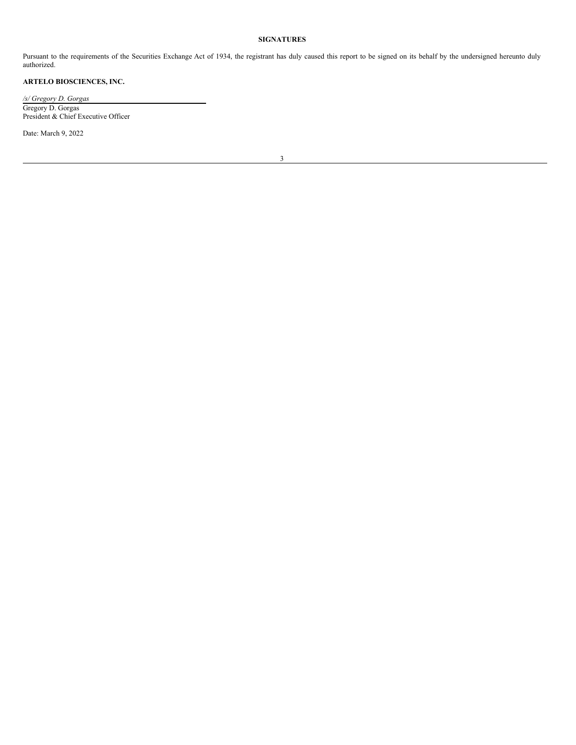**SIGNATURES**

Pursuant to the requirements of the Securities Exchange Act of 1934, the registrant has duly caused this report to be signed on its behalf by the undersigned hereunto duly authorized.

**ARTELO BIOSCIENCES, INC.**

*/s/ Gregory D. Gorgas*

Gregory D. Gorgas
President & Chief Executive Officer

Date: March 9, 2022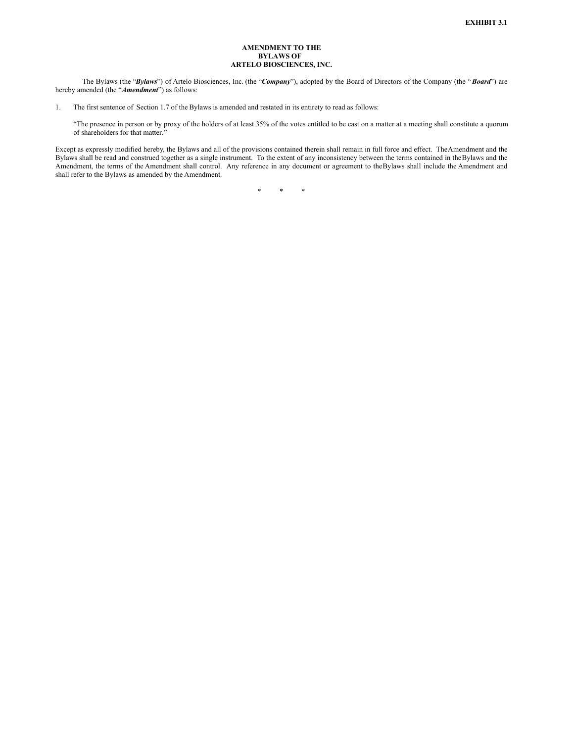**EXHIBIT 3.1**

# AMENDMENT TO THE
# BYLAWS OF
# ARTELO BIOSCIENCES, INC.

The Bylaws (the "***Bylaws***") of Artelo Biosciences, Inc. (the "***Company***"), adopted by the Board of Directors of the Company (the "***Board***") are hereby amended (the "***Amendment***") as follows:

1. The first sentence of Section 1.7 of the Bylaws is amended and restated in its entirety to read as follows:

   "The presence in person or by proxy of the holders of at least 35% of the votes entitled to be cast on a matter at a meeting shall constitute a quorum of shareholders for that matter."

Except as expressly modified hereby, the Bylaws and all of the provisions contained therein shall remain in full force and effect. The Amendment and the Bylaws shall be read and construed together as a single instrument. To the extent of any inconsistency between the terms contained in the Bylaws and the Amendment, the terms of the Amendment shall control. Any reference in any document or agreement to the Bylaws shall include the Amendment and shall refer to the Bylaws as amended by the Amendment.

\* \* \*